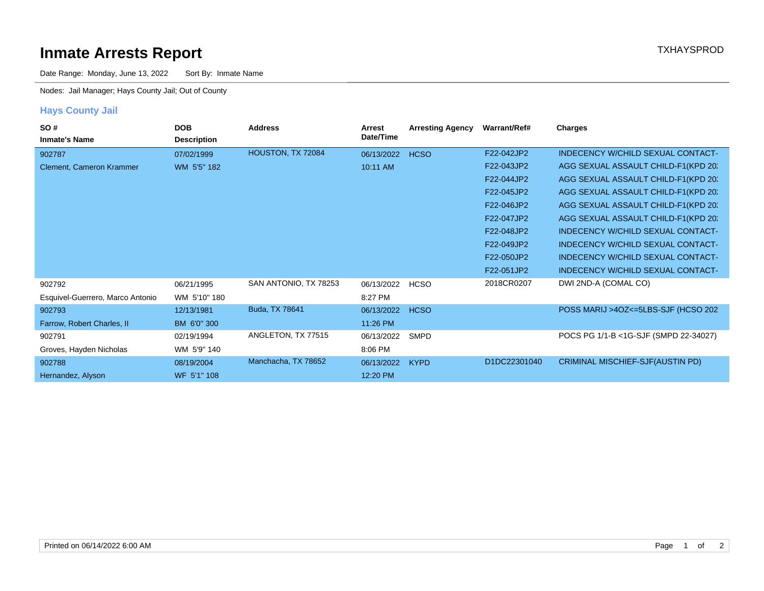# Inmate Arrests Report

TXHAYSPROD

Date Range: Monday, June 13, 2022 Sort By: Inmate Name

Nodes: Jail Manager; Hays County Jail; Out of County

## Hays County Jail

| SO # / Inmate's Name | DOB / Description | Address | Arrest Date/Time | Arresting Agency | Warrant/Ref# | Charges |
|---|---|---|---|---|---|---|
| 902787 | 07/02/1999 | HOUSTON, TX 72084 | 06/13/2022 | HCSO | F22-042JP2 | INDECENCY W/CHILD SEXUAL CONTACT- |
| Clement, Cameron Krammer | WM 5'5" 182 | | 10:11 AM | | F22-043JP2 | AGG SEXUAL ASSAULT CHILD-F1(KPD 20: |
| | | | | | F22-044JP2 | AGG SEXUAL ASSAULT CHILD-F1(KPD 20: |
| | | | | | F22-045JP2 | AGG SEXUAL ASSAULT CHILD-F1(KPD 20: |
| | | | | | F22-046JP2 | AGG SEXUAL ASSAULT CHILD-F1(KPD 20: |
| | | | | | F22-047JP2 | AGG SEXUAL ASSAULT CHILD-F1(KPD 20: |
| | | | | | F22-048JP2 | INDECENCY W/CHILD SEXUAL CONTACT- |
| | | | | | F22-049JP2 | INDECENCY W/CHILD SEXUAL CONTACT- |
| | | | | | F22-050JP2 | INDECENCY W/CHILD SEXUAL CONTACT- |
| | | | | | F22-051JP2 | INDECENCY W/CHILD SEXUAL CONTACT- |
| 902792 | 06/21/1995 | SAN ANTONIO, TX 78253 | 06/13/2022 | HCSO | 2018CR0207 | DWI 2ND-A (COMAL CO) |
| Esquivel-Guerrero, Marco Antonio | WM 5'10" 180 | | 8:27 PM | | | |
| 902793 | 12/13/1981 | Buda, TX 78641 | 06/13/2022 | HCSO | | POSS MARIJ >4OZ<=5LBS-SJF (HCSO 202 |
| Farrow, Robert Charles, II | BM 6'0" 300 | | 11:26 PM | | | |
| 902791 | 02/19/1994 | ANGLETON, TX 77515 | 06/13/2022 | SMPD | | POCS PG 1/1-B <1G-SJF (SMPD 22-34027) |
| Groves, Hayden Nicholas | WM 5'9" 140 | | 8:06 PM | | | |
| 902788 | 08/19/2004 | Manchacha, TX 78652 | 06/13/2022 | KYPD | D1DC22301040 | CRIMINAL MISCHIEF-SJF(AUSTIN PD) |
| Hernandez, Alyson | WF 5'1" 108 | | 12:20 PM | | | |

Printed on 06/14/2022 6:00 AM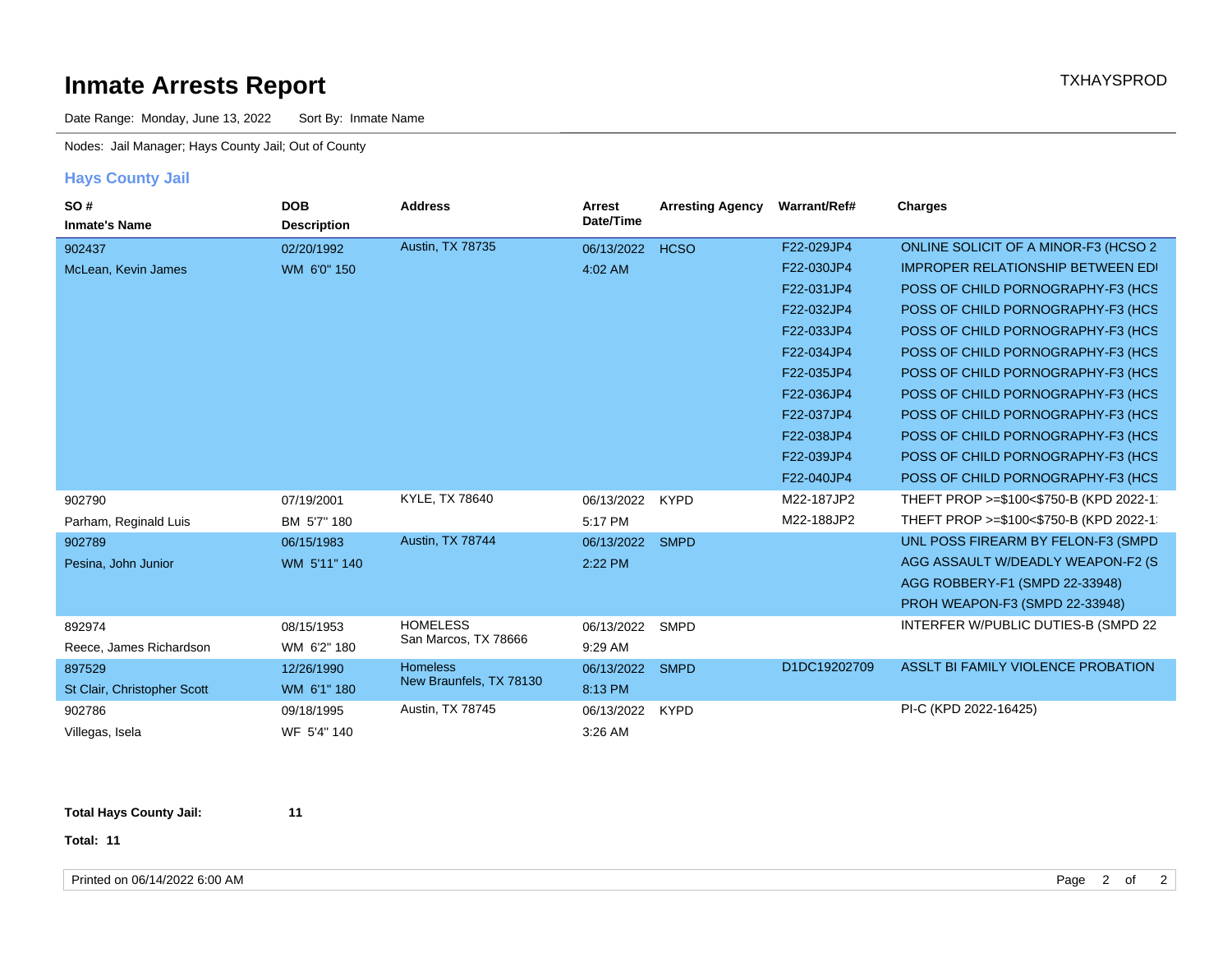# Inmate Arrests Report

TXHAYSPROD

Date Range: Monday, June 13, 2022 Sort By: Inmate Name

Nodes: Jail Manager; Hays County Jail; Out of County

## Hays County Jail

| SO # / Inmate's Name | DOB / Description | Address | Arrest Date/Time | Arresting Agency | Warrant/Ref# | Charges |
|---|---|---|---|---|---|---|
| 902437 | 02/20/1992 | Austin, TX 78735 | 06/13/2022 | HCSO | F22-029JP4 | ONLINE SOLICIT OF A MINOR-F3 (HCSO 2 |
| McLean, Kevin James | WM 6'0" 150 | | 4:02 AM | | F22-030JP4 | IMPROPER RELATIONSHIP BETWEEN EDI |
| | | | | | F22-031JP4 | POSS OF CHILD PORNOGRAPHY-F3 (HCS |
| | | | | | F22-032JP4 | POSS OF CHILD PORNOGRAPHY-F3 (HCS |
| | | | | | F22-033JP4 | POSS OF CHILD PORNOGRAPHY-F3 (HCS |
| | | | | | F22-034JP4 | POSS OF CHILD PORNOGRAPHY-F3 (HCS |
| | | | | | F22-035JP4 | POSS OF CHILD PORNOGRAPHY-F3 (HCS |
| | | | | | F22-036JP4 | POSS OF CHILD PORNOGRAPHY-F3 (HCS |
| | | | | | F22-037JP4 | POSS OF CHILD PORNOGRAPHY-F3 (HCS |
| | | | | | F22-038JP4 | POSS OF CHILD PORNOGRAPHY-F3 (HCS |
| | | | | | F22-039JP4 | POSS OF CHILD PORNOGRAPHY-F3 (HCS |
| | | | | | F22-040JP4 | POSS OF CHILD PORNOGRAPHY-F3 (HCS |
| 902790 | 07/19/2001 | KYLE, TX 78640 | 06/13/2022 | KYPD | M22-187JP2 | THEFT PROP >=$100<$750-B (KPD 2022-1 |
| Parham, Reginald Luis | BM 5'7" 180 | | 5:17 PM | | M22-188JP2 | THEFT PROP >=$100<$750-B (KPD 2022-1 |
| 902789 | 06/15/1983 | Austin, TX 78744 | 06/13/2022 | SMPD | | UNL POSS FIREARM BY FELON-F3 (SMPD |
| Pesina, John Junior | WM 5'11" 140 | | 2:22 PM | | | AGG ASSAULT W/DEADLY WEAPON-F2 (S |
| | | | | | | AGG ROBBERY-F1 (SMPD 22-33948) |
| | | | | | | PROH WEAPON-F3 (SMPD 22-33948) |
| 892974 | 08/15/1953 | HOMELESS | 06/13/2022 | SMPD | | INTERFER W/PUBLIC DUTIES-B (SMPD 22 |
| Reece, James Richardson | WM 6'2" 180 | San Marcos, TX 78666 | 9:29 AM | | | |
| 897529 | 12/26/1990 | Homeless | 06/13/2022 | SMPD | D1DC19202709 | ASSLT BI FAMILY VIOLENCE PROBATION |
| St Clair, Christopher Scott | WM 6'1" 180 | New Braunfels, TX 78130 | 8:13 PM | | | |
| 902786 | 09/18/1995 | Austin, TX 78745 | 06/13/2022 | KYPD | | PI-C (KPD 2022-16425) |
| Villegas, Isela | WF 5'4" 140 | | 3:26 AM | | | |

**Total Hays County Jail:** **11**

**Total: 11**

Printed on 06/14/2022 6:00 AM